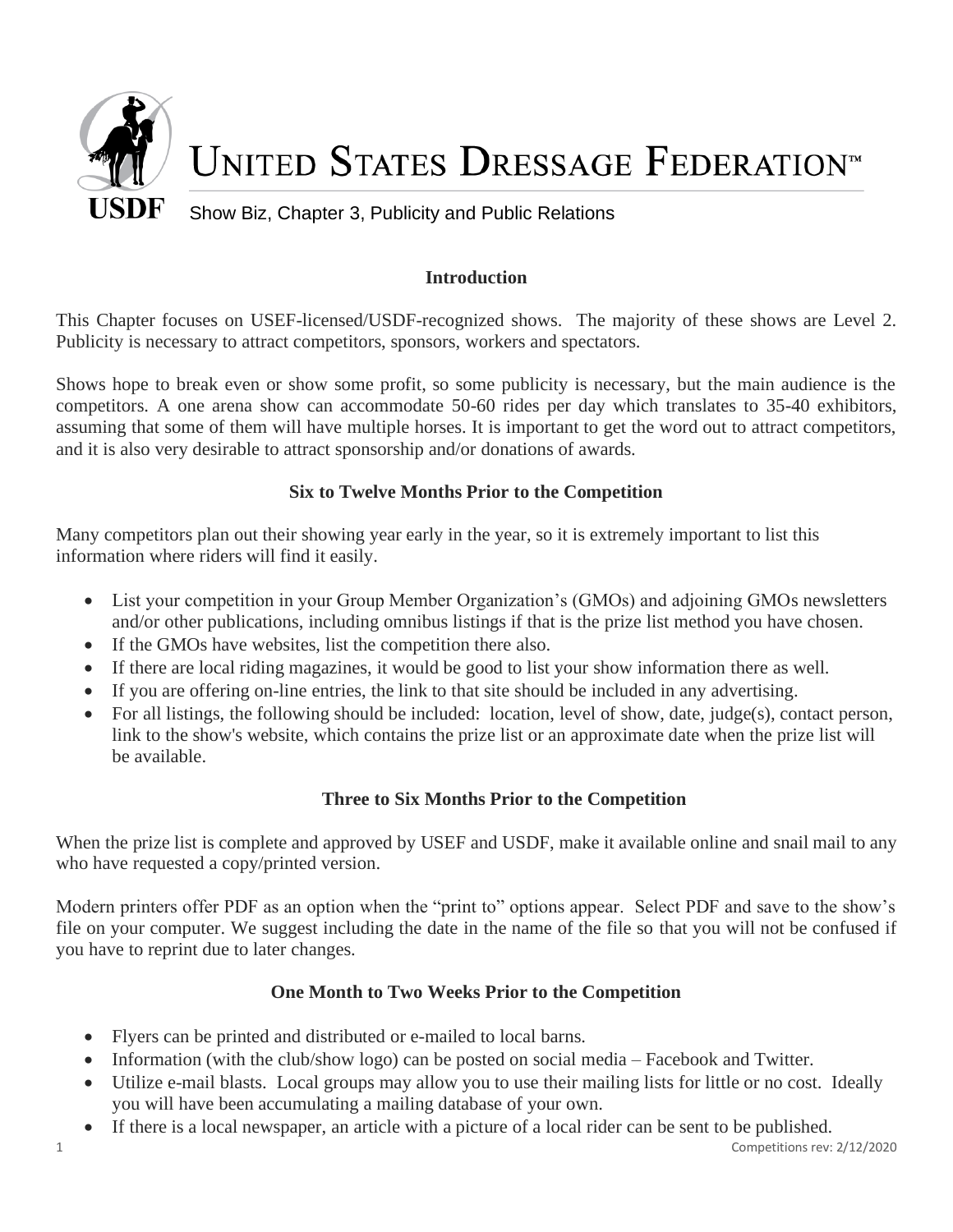# UNITED STATES DRESSAGE FEDERATION™

USDF

Show Biz, Chapter 3, Publicity and Public Relations

## Introduction

This Chapter focuses on USEF-licensed/USDF-recognized shows. The majority of these shows are Level 2. Publicity is necessary to attract competitors, sponsors, workers and spectators.

Shows hope to break even or show some profit, so some publicity is necessary, but the main audience is the competitors. A one arena show can accommodate 50-60 rides per day which translates to 35-40 exhibitors, assuming that some of them will have multiple horses. It is important to get the word out to attract competitors, and it is also very desirable to attract sponsorship and/or donations of awards.

## Six to Twelve Months Prior to the Competition

Many competitors plan out their showing year early in the year, so it is extremely important to list this information where riders will find it easily.

- List your competition in your Group Member Organization's (GMOs) and adjoining GMOs newsletters and/or other publications, including omnibus listings if that is the prize list method you have chosen.
- If the GMOs have websites, list the competition there also.
- If there are local riding magazines, it would be good to list your show information there as well.
- If you are offering on-line entries, the link to that site should be included in any advertising.
- For all listings, the following should be included: location, level of show, date, judge(s), contact person, link to the show's website, which contains the prize list or an approximate date when the prize list will be available.

## Three to Six Months Prior to the Competition

When the prize list is complete and approved by USEF and USDF, make it available online and snail mail to any who have requested a copy/printed version.

Modern printers offer PDF as an option when the "print to" options appear. Select PDF and save to the show's file on your computer. We suggest including the date in the name of the file so that you will not be confused if you have to reprint due to later changes.

## One Month to Two Weeks Prior to the Competition

- Flyers can be printed and distributed or e-mailed to local barns.
- Information (with the club/show logo) can be posted on social media – Facebook and Twitter.
- Utilize e-mail blasts. Local groups may allow you to use their mailing lists for little or no cost. Ideally you will have been accumulating a mailing database of your own.
- If there is a local newspaper, an article with a picture of a local rider can be sent to be published.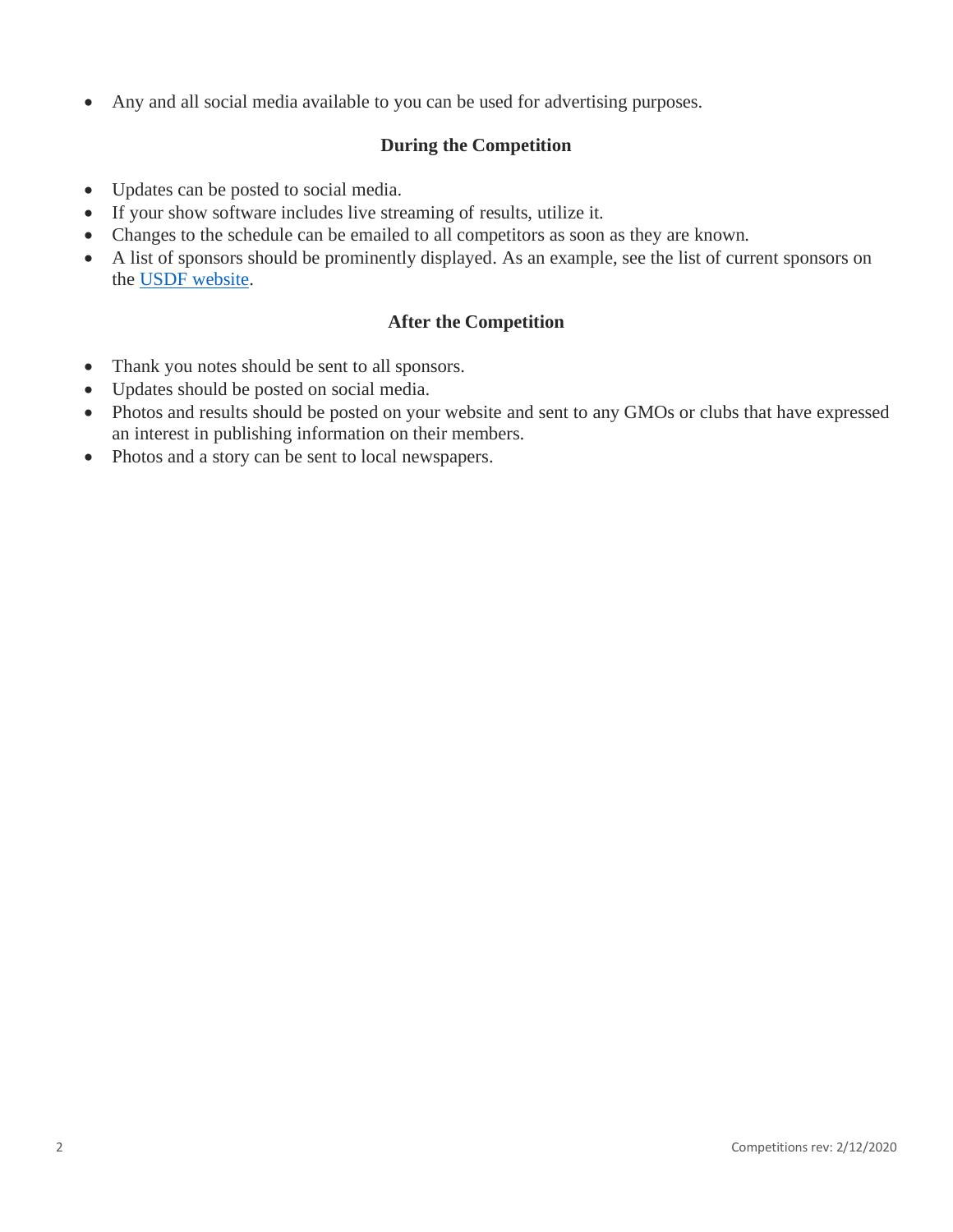- Any and all social media available to you can be used for advertising purposes.

### During the Competition

- Updates can be posted to social media.
- If your show software includes live streaming of results, utilize it.
- Changes to the schedule can be emailed to all competitors as soon as they are known.
- A list of sponsors should be prominently displayed. As an example, see the list of current sponsors on the USDF website.

### After the Competition

- Thank you notes should be sent to all sponsors.
- Updates should be posted on social media.
- Photos and results should be posted on your website and sent to any GMOs or clubs that have expressed an interest in publishing information on their members.
- Photos and a story can be sent to local newspapers.